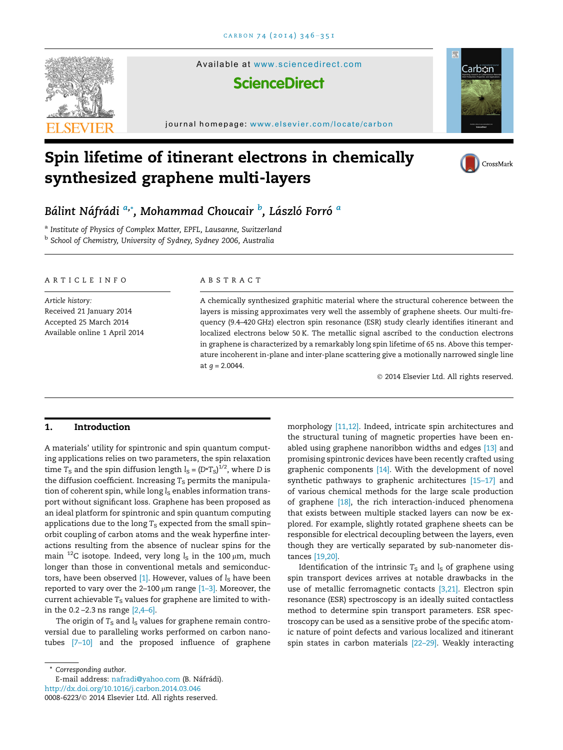# Spin lifetime of itinerant electrons in chemically synthesized graphene multi-layers

Bálint Náfrádi [a,*], Mohammad Choucair [b], László Forró [a]

[a] Institute of Physics of Complex Matter, EPFL, Lausanne, Switzerland

[b] School of Chemistry, University of Sydney, Sydney 2006, Australia

## ARTICLE INFO

*Article history:*
Received 21 January 2014
Accepted 25 March 2014
Available online 1 April 2014

## ABSTRACT

A chemically synthesized graphitic material where the structural coherence between the layers is missing approximates very well the assembly of graphene sheets. Our multi-frequency (9.4–420 GHz) electron spin resonance (ESR) study clearly identifies itinerant and localized electrons below 50 K. The metallic signal ascribed to the conduction electrons in graphene is characterized by a remarkably long spin lifetime of 65 ns. Above this temperature incoherent in-plane and inter-plane scattering give a motionally narrowed single line at $g = 2.0044$.

© 2014 Elsevier Ltd. All rights reserved.

## 1. Introduction

A materials' utility for spintronic and spin quantum computing applications relies on two parameters, the spin relaxation time $T_S$ and the spin diffusion length $l_S = (D*T_S)^{1/2}$, where $D$ is the diffusion coefficient. Increasing $T_S$ permits the manipulation of coherent spin, while long $l_S$ enables information transport without significant loss. Graphene has been proposed as an ideal platform for spintronic and spin quantum computing applications due to the long $T_S$ expected from the small spin–orbit coupling of carbon atoms and the weak hyperfine interactions resulting from the absence of nuclear spins for the main $^{12}C$ isotope. Indeed, very long $l_S$ in the 100 μm, much longer than those in conventional metals and semiconductors, have been observed [1]. However, values of $l_S$ have been reported to vary over the 2–100 μm range [1–3]. Moreover, the current achievable $T_S$ values for graphene are limited to within the 0.2 –2.3 ns range [2,4–6].

The origin of $T_S$ and $l_S$ values for graphene remain controversial due to paralleling works performed on carbon nanotubes [7–10] and the proposed influence of graphene morphology [11,12]. Indeed, intricate spin architectures and the structural tuning of magnetic properties have been enabled using graphene nanoribbon widths and edges [13] and promising spintronic devices have been recently crafted using graphenic components [14]. With the development of novel synthetic pathways to graphenic architectures [15–17] and of various chemical methods for the large scale production of graphene [18], the rich interaction-induced phenomena that exists between multiple stacked layers can now be explored. For example, slightly rotated graphene sheets can be responsible for electrical decoupling between the layers, even though they are vertically separated by sub-nanometer distances [19,20].

Identification of the intrinsic $T_S$ and $l_S$ of graphene using spin transport devices arrives at notable drawbacks in the use of metallic ferromagnetic contacts [3,21]. Electron spin resonance (ESR) spectroscopy is an ideally suited contactless method to determine spin transport parameters. ESR spectroscopy can be used as a sensitive probe of the specific atomic nature of point defects and various localized and itinerant spin states in carbon materials [22–29]. Weakly interacting

\* Corresponding author.
E-mail address: nafradi@yahoo.com (B. Náfrádi).
http://dx.doi.org/10.1016/j.carbon.2014.03.046
0008-6223/© 2014 Elsevier Ltd. All rights reserved.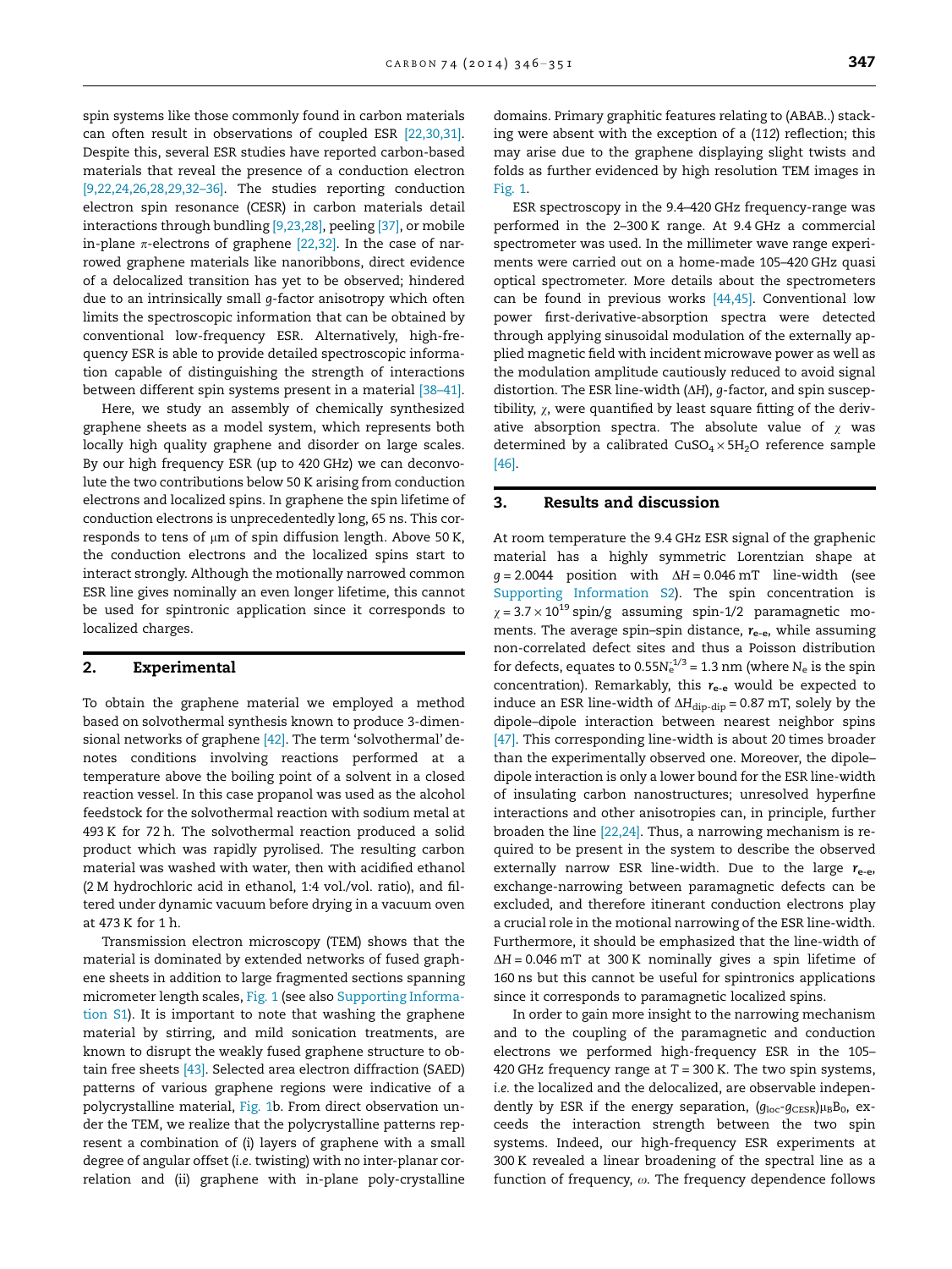spin systems like those commonly found in carbon materials can often result in observations of coupled ESR [22,30,31]. Despite this, several ESR studies have reported carbon-based materials that reveal the presence of a conduction electron [9,22,24,26,28,29,32–36]. The studies reporting conduction electron spin resonance (CESR) in carbon materials detail interactions through bundling [9,23,28], peeling [37], or mobile in-plane $\pi$-electrons of graphene [22,32]. In the case of narrowed graphene materials like nanoribbons, direct evidence of a delocalized transition has yet to be observed; hindered due to an intrinsically small $g$-factor anisotropy which often limits the spectroscopic information that can be obtained by conventional low-frequency ESR. Alternatively, high-frequency ESR is able to provide detailed spectroscopic information capable of distinguishing the strength of interactions between different spin systems present in a material [38–41].

Here, we study an assembly of chemically synthesized graphene sheets as a model system, which represents both locally high quality graphene and disorder on large scales. By our high frequency ESR (up to 420 GHz) we can deconvolute the two contributions below 50 K arising from conduction electrons and localized spins. In graphene the spin lifetime of conduction electrons is unprecedentedly long, 65 ns. This corresponds to tens of μm of spin diffusion length. Above 50 K, the conduction electrons and the localized spins start to interact strongly. Although the motionally narrowed common ESR line gives nominally an even longer lifetime, this cannot be used for spintronic application since it corresponds to localized charges.

## 2. Experimental

To obtain the graphene material we employed a method based on solvothermal synthesis known to produce 3-dimensional networks of graphene [42]. The term 'solvothermal' denotes conditions involving reactions performed at a temperature above the boiling point of a solvent in a closed reaction vessel. In this case propanol was used as the alcohol feedstock for the solvothermal reaction with sodium metal at 493 K for 72 h. The solvothermal reaction produced a solid product which was rapidly pyrolised. The resulting carbon material was washed with water, then with acidified ethanol (2 M hydrochloric acid in ethanol, 1:4 vol./vol. ratio), and filtered under dynamic vacuum before drying in a vacuum oven at 473 K for 1 h.

Transmission electron microscopy (TEM) shows that the material is dominated by extended networks of fused graphene sheets in addition to large fragmented sections spanning micrometer length scales, Fig. 1 (see also Supporting Information S1). It is important to note that washing the graphene material by stirring, and mild sonication treatments, are known to disrupt the weakly fused graphene structure to obtain free sheets [43]. Selected area electron diffraction (SAED) patterns of various graphene regions were indicative of a polycrystalline material, Fig. 1b. From direct observation under the TEM, we realize that the polycrystalline patterns represent a combination of (i) layers of graphene with a small degree of angular offset (*i.e.* twisting) with no inter-planar correlation and (ii) graphene with in-plane poly-crystalline domains. Primary graphitic features relating to (ABAB..) stacking were absent with the exception of a (*112*) reflection; this may arise due to the graphene displaying slight twists and folds as further evidenced by high resolution TEM images in Fig. 1.

ESR spectroscopy in the 9.4–420 GHz frequency-range was performed in the 2–300 K range. At 9.4 GHz a commercial spectrometer was used. In the millimeter wave range experiments were carried out on a home-made 105–420 GHz quasi optical spectrometer. More details about the spectrometers can be found in previous works [44,45]. Conventional low power first-derivative-absorption spectra were detected through applying sinusoidal modulation of the externally applied magnetic field with incident microwave power as well as the modulation amplitude cautiously reduced to avoid signal distortion. The ESR line-width ($\Delta H$), $g$-factor, and spin susceptibility, $\chi$, were quantified by least square fitting of the derivative absorption spectra. The absolute value of $\chi$ was determined by a calibrated $CuSO_4 \times 5H_2O$ reference sample [46].

## 3. Results and discussion

At room temperature the 9.4 GHz ESR signal of the graphenic material has a highly symmetric Lorentzian shape at $g = 2.0044$ position with $\Delta H = 0.046$ mT line-width (see Supporting Information S2). The spin concentration is $\chi = 3.7 \times 10^{19}$ spin/g assuming spin-1/2 paramagnetic moments. The average spin–spin distance, $\mathbf{r_{e\text{-}e}}$, while assuming non-correlated defect sites and thus a Poisson distribution for defects, equates to $0.55N_e^{-1/3} = 1.3$ nm (where $N_e$ is the spin concentration). Remarkably, this $\mathbf{r_{e\text{-}e}}$ would be expected to induce an ESR line-width of $\Delta H_{dip\text{-}dip} = 0.87$ mT, solely by the dipole–dipole interaction between nearest neighbor spins [47]. This corresponding line-width is about 20 times broader than the experimentally observed one. Moreover, the dipole–dipole interaction is only a lower bound for the ESR line-width of insulating carbon nanostructures; unresolved hyperfine interactions and other anisotropies can, in principle, further broaden the line [22,24]. Thus, a narrowing mechanism is required to be present in the system to describe the observed externally narrow ESR line-width. Due to the large $\mathbf{r_{e\text{-}e}}$, exchange-narrowing between paramagnetic defects can be excluded, and therefore itinerant conduction electrons play a crucial role in the motional narrowing of the ESR line-width. Furthermore, it should be emphasized that the line-width of $\Delta H = 0.046$ mT at 300 K nominally gives a spin lifetime of 160 ns but this cannot be useful for spintronics applications since it corresponds to paramagnetic localized spins.

In order to gain more insight to the narrowing mechanism and to the coupling of the paramagnetic and conduction electrons we performed high-frequency ESR in the 105–420 GHz frequency range at $T = 300$ K. The two spin systems, *i.e.* the localized and the delocalized, are observable independently by ESR if the energy separation, $(g_{loc}\text{-}g_{CESR})\mu_B B_0$, exceeds the interaction strength between the two spin systems. Indeed, our high-frequency ESR experiments at 300 K revealed a linear broadening of the spectral line as a function of frequency, $\omega$. The frequency dependence follows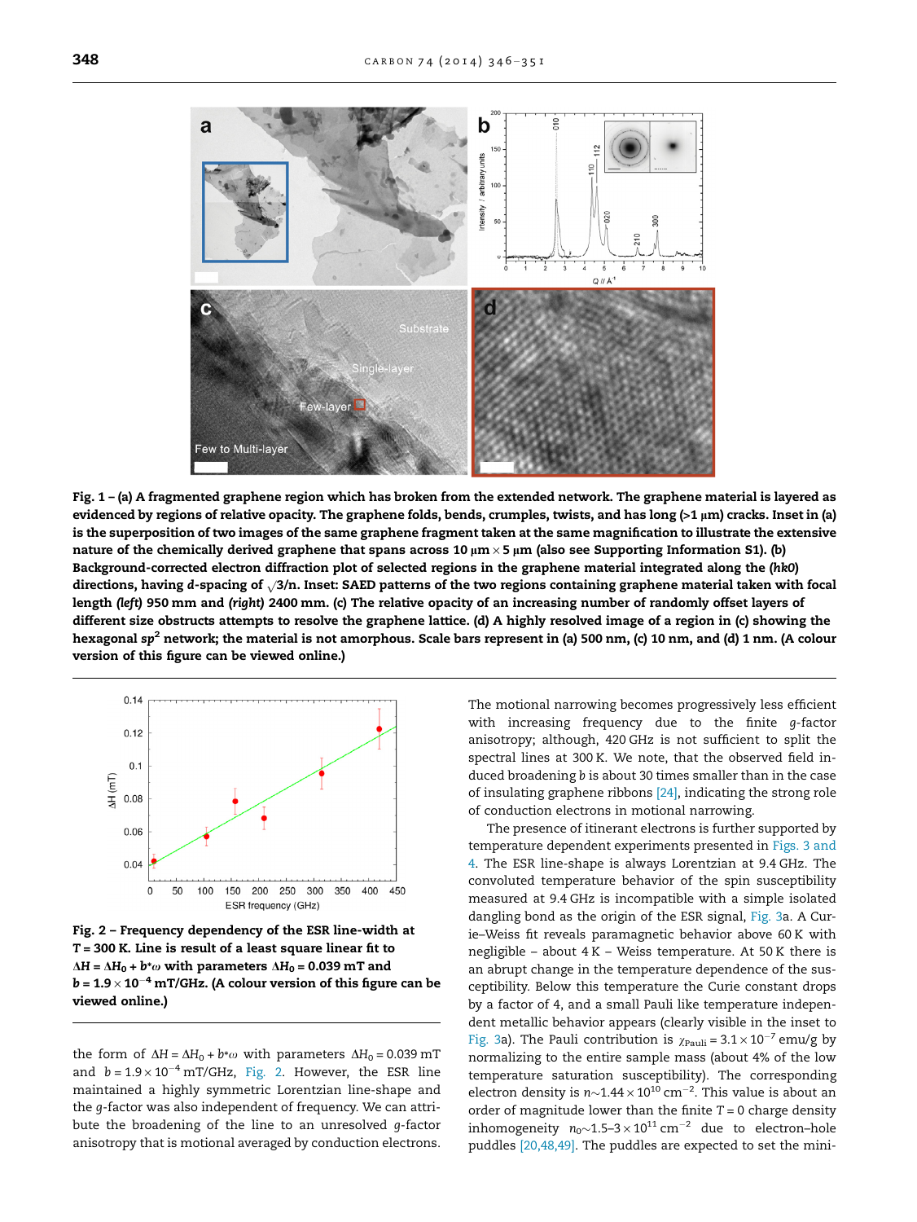**Fig. 1 – (a) A fragmented graphene region which has broken from the extended network. The graphene material is layered as evidenced by regions of relative opacity. The graphene folds, bends, crumples, twists, and has long (>1 μm) cracks. Inset in (a) is the superposition of two images of the same graphene fragment taken at the same magnification to illustrate the extensive nature of the chemically derived graphene that spans across 10 μm × 5 μm (also see Supporting Information S1). (b) Background-corrected electron diffraction plot of selected regions in the graphene material integrated along the (*hk0*) directions, having *d*-spacing of $\sqrt{3}/n$. Inset: SAED patterns of the two regions containing graphene material taken with focal length (*left*) 950 mm and (*right*) 2400 mm. (c) The relative opacity of an increasing number of randomly offset layers of different size obstructs attempts to resolve the graphene lattice. (d) A highly resolved image of a region in (c) showing the hexagonal $sp^2$ network; the material is not amorphous. Scale bars represent in (a) 500 nm, (c) 10 nm, and (d) 1 nm. (A colour version of this figure can be viewed online.)**

**Fig. 2 – Frequency dependency of the ESR line-width at T = 300 K. Line is result of a least square linear fit to $\Delta H = \Delta H_0 + b*\omega$ with parameters $\Delta H_0 = 0.039$ mT and $b = 1.9 \times 10^{-4}$ mT/GHz. (A colour version of this figure can be viewed online.)**

the form of $\Delta H = \Delta H_0 + b*\omega$ with parameters $\Delta H_0 = 0.039$ mT and $b = 1.9 \times 10^{-4}$ mT/GHz, Fig. 2. However, the ESR line maintained a highly symmetric Lorentzian line-shape and the *g*-factor was also independent of frequency. We can attribute the broadening of the line to an unresolved *g*-factor anisotropy that is motional averaged by conduction electrons. The motional narrowing becomes progressively less efficient with increasing frequency due to the finite *g*-factor anisotropy; although, 420 GHz is not sufficient to split the spectral lines at 300 K. We note, that the observed field induced broadening *b* is about 30 times smaller than in the case of insulating graphene ribbons [24], indicating the strong role of conduction electrons in motional narrowing.

The presence of itinerant electrons is further supported by temperature dependent experiments presented in Figs. 3 and 4. The ESR line-shape is always Lorentzian at 9.4 GHz. The convoluted temperature behavior of the spin susceptibility measured at 9.4 GHz is incompatible with a simple isolated dangling bond as the origin of the ESR signal, Fig. 3a. A Curie–Weiss fit reveals paramagnetic behavior above 60 K with negligible – about 4 K – Weiss temperature. At 50 K there is an abrupt change in the temperature dependence of the susceptibility. Below this temperature the Curie constant drops by a factor of 4, and a small Pauli like temperature independent metallic behavior appears (clearly visible in the inset to Fig. 3a). The Pauli contribution is $\chi_{Pauli} = 3.1 \times 10^{-7}$ emu/g by normalizing to the entire sample mass (about 4% of the low temperature saturation susceptibility). The corresponding electron density is $n \sim 1.44 \times 10^{10}$ cm$^{-2}$. This value is about an order of magnitude lower than the finite $T = 0$ charge density inhomogeneity $n_0 \sim 1.5$–$3 \times 10^{11}$ cm$^{-2}$ due to electron–hole puddles [20,48,49]. The puddles are expected to set the mini-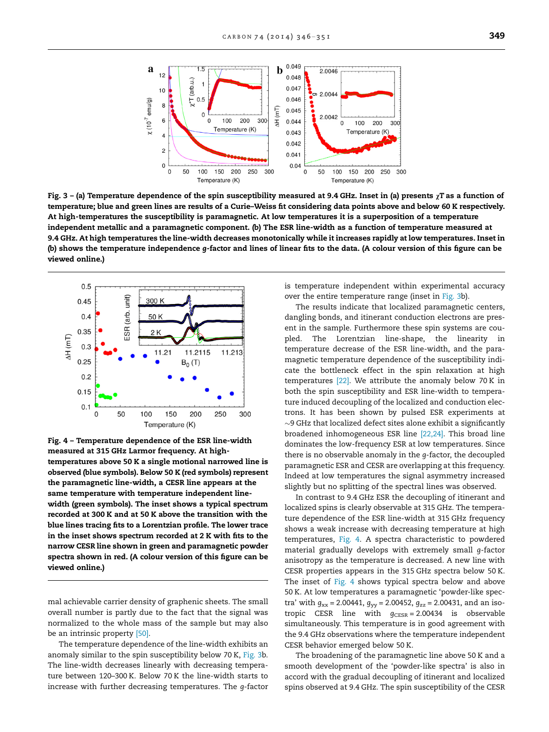**Fig. 3 – (a) Temperature dependence of the spin susceptibility measured at 9.4 GHz. Inset in (a) presents $\chi T$ as a function of temperature; blue and green lines are results of a Curie–Weiss fit considering data points above and below 60 K respectively. At high-temperatures the susceptibility is paramagnetic. At low temperatures it is a superposition of a temperature independent metallic and a paramagnetic component. (b) The ESR line-width as a function of temperature measured at 9.4 GHz. At high temperatures the line-width decreases monotonically while it increases rapidly at low temperatures. Inset in (b) shows the temperature independence $g$-factor and lines of linear fits to the data. (A colour version of this figure can be viewed online.)**

**Fig. 4 – Temperature dependence of the ESR line-width measured at 315 GHz Larmor frequency. At high-temperatures above 50 K a single motional narrowed line is observed (blue symbols). Below 50 K (red symbols) represent the paramagnetic line-width, a CESR line appears at the same temperature with temperature independent line-width (green symbols). The inset shows a typical spectrum recorded at 300 K and at 50 K above the transition with the blue lines tracing fits to a Lorentzian profile. The lower trace in the inset shows spectrum recorded at 2 K with fits to the narrow CESR line shown in green and paramagnetic powder spectra shown in red. (A colour version of this figure can be viewed online.)**

mal achievable carrier density of graphenic sheets. The small overall number is partly due to the fact that the signal was normalized to the whole mass of the sample but may also be an intrinsic property [50].

The temperature dependence of the line-width exhibits an anomaly similar to the spin susceptibility below 70 K, Fig. 3b. The line-width decreases linearly with decreasing temperature between 120–300 K. Below 70 K the line-width starts to increase with further decreasing temperatures. The $g$-factor is temperature independent within experimental accuracy over the entire temperature range (inset in Fig. 3b).

The results indicate that localized paramagnetic centers, dangling bonds, and itinerant conduction electrons are present in the sample. Furthermore these spin systems are coupled. The Lorentzian line-shape, the linearity in temperature decrease of the ESR line-width, and the paramagnetic temperature dependence of the susceptibility indicate the bottleneck effect in the spin relaxation at high temperatures [22]. We attribute the anomaly below 70 K in both the spin susceptibility and ESR line-width to temperature induced decoupling of the localized and conduction electrons. It has been shown by pulsed ESR experiments at ~9 GHz that localized defect sites alone exhibit a significantly broadened inhomogeneous ESR line [22,24]. This broad line dominates the low-frequency ESR at low temperatures. Since there is no observable anomaly in the $g$-factor, the decoupled paramagnetic ESR and CESR are overlapping at this frequency. Indeed at low temperatures the signal asymmetry increased slightly but no splitting of the spectral lines was observed.

In contrast to 9.4 GHz ESR the decoupling of itinerant and localized spins is clearly observable at 315 GHz. The temperature dependence of the ESR line-width at 315 GHz frequency shows a weak increase with decreasing temperature at high temperatures, Fig. 4. A spectra characteristic to powdered material gradually develops with extremely small $g$-factor anisotropy as the temperature is decreased. A new line with CESR properties appears in the 315 GHz spectra below 50 K. The inset of Fig. 4 shows typical spectra below and above 50 K. At low temperatures a paramagnetic 'powder-like spectra' with $g_{xx} = 2.00441$, $g_{yy} = 2.00452$, $g_{zz} = 2.00431$, and an isotropic CESR line with $g_{\mathrm{CESR}} = 2.00434$ is observable simultaneously. This temperature is in good agreement with the 9.4 GHz observations where the temperature independent CESR behavior emerged below 50 K.

The broadening of the paramagnetic line above 50 K and a smooth development of the 'powder-like spectra' is also in accord with the gradual decoupling of itinerant and localized spins observed at 9.4 GHz. The spin susceptibility of the CESR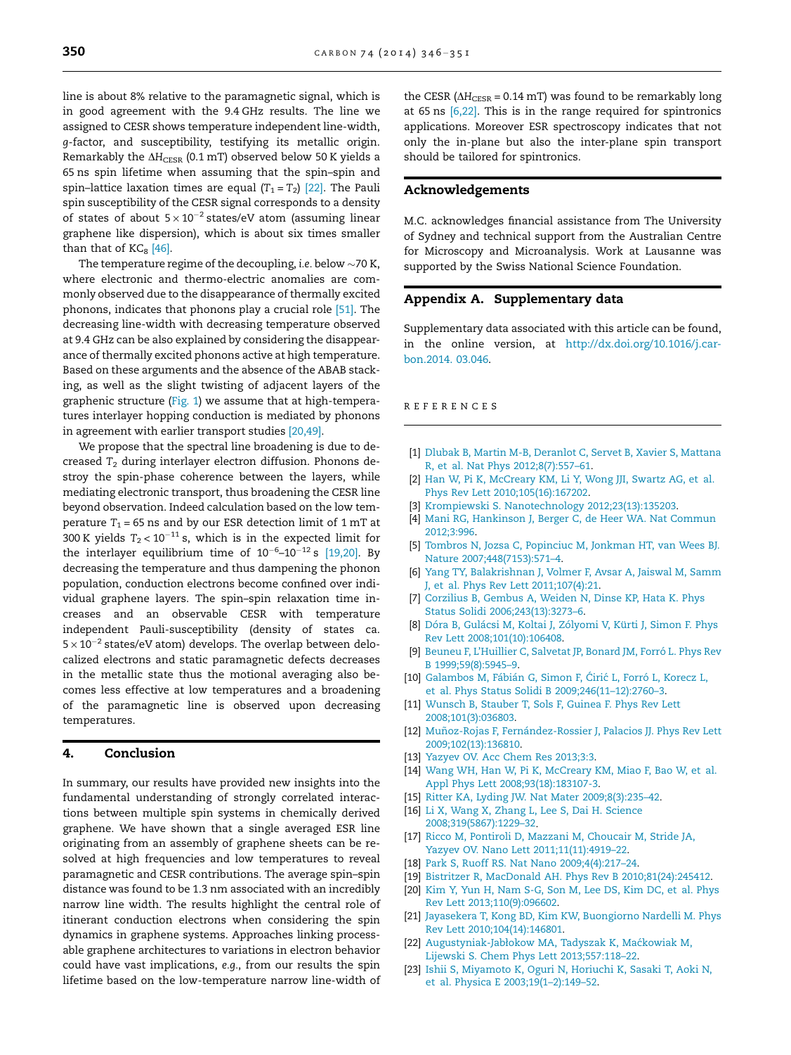line is about 8% relative to the paramagnetic signal, which is in good agreement with the 9.4 GHz results. The line we assigned to CESR shows temperature independent line-width, *g*-factor, and susceptibility, testifying its metallic origin. Remarkably the $\Delta H_{CESR}$ (0.1 mT) observed below 50 K yields a 65 ns spin lifetime when assuming that the spin–spin and spin–lattice laxation times are equal ($T_1 = T_2$) [22]. The Pauli spin susceptibility of the CESR signal corresponds to a density of states of about $5 \times 10^{-2}$ states/eV atom (assuming linear graphene like dispersion), which is about six times smaller than that of $KC_8$ [46].

The temperature regime of the decoupling, *i.e.* below ~70 K, where electronic and thermo-electric anomalies are commonly observed due to the disappearance of thermally excited phonons, indicates that phonons play a crucial role [51]. The decreasing line-width with decreasing temperature observed at 9.4 GHz can be also explained by considering the disappearance of thermally excited phonons active at high temperature. Based on these arguments and the absence of the ABAB stacking, as well as the slight twisting of adjacent layers of the graphenic structure (Fig. 1) we assume that at high-temperatures interlayer hopping conduction is mediated by phonons in agreement with earlier transport studies [20,49].

We propose that the spectral line broadening is due to decreased $T_2$ during interlayer electron diffusion. Phonons destroy the spin-phase coherence between the layers, while mediating electronic transport, thus broadening the CESR line beyond observation. Indeed calculation based on the low temperature $T_1 = 65$ ns and by our ESR detection limit of 1 mT at 300 K yields $T_2 < 10^{-11}$ s, which is in the expected limit for the interlayer equilibrium time of $10^{-6}$–$10^{-12}$ s [19,20]. By decreasing the temperature and thus dampening the phonon population, conduction electrons become confined over individual graphene layers. The spin–spin relaxation time increases and an observable CESR with temperature independent Pauli-susceptibility (density of states ca. $5 \times 10^{-2}$ states/eV atom) develops. The overlap between delocalized electrons and static paramagnetic defects decreases in the metallic state thus the motional averaging also becomes less effective at low temperatures and a broadening of the paramagnetic line is observed upon decreasing temperatures.

## 4. Conclusion

In summary, our results have provided new insights into the fundamental understanding of strongly correlated interactions between multiple spin systems in chemically derived graphene. We have shown that a single averaged ESR line originating from an assembly of graphene sheets can be resolved at high frequencies and low temperatures to reveal paramagnetic and CESR contributions. The average spin–spin distance was found to be 1.3 nm associated with an incredibly narrow line width. The results highlight the central role of itinerant conduction electrons when considering the spin dynamics in graphene systems. Approaches linking processable graphene architectures to variations in electron behavior could have vast implications, *e.g.*, from our results the spin lifetime based on the low-temperature narrow line-width of the CESR ($\Delta H_{CESR} = 0.14$ mT) was found to be remarkably long at 65 ns [6,22]. This is in the range required for spintronics applications. Moreover ESR spectroscopy indicates that not only the in-plane but also the inter-plane spin transport should be tailored for spintronics.

## Acknowledgements

M.C. acknowledges financial assistance from The University of Sydney and technical support from the Australian Centre for Microscopy and Microanalysis. Work at Lausanne was supported by the Swiss National Science Foundation.

## Appendix A. Supplementary data

Supplementary data associated with this article can be found, in the online version, at http://dx.doi.org/10.1016/j.carbon.2014. 03.046.

## REFERENCES

[1] Dlubak B, Martin M-B, Deranlot C, Servet B, Xavier S, Mattana R, et al. Nat Phys 2012;8(7):557–61.
[2] Han W, Pi K, McCreary KM, Li Y, Wong JJI, Swartz AG, et al. Phys Rev Lett 2010;105(16):167202.
[3] Krompiewski S. Nanotechnology 2012;23(13):135203.
[4] Mani RG, Hankinson J, Berger C, de Heer WA. Nat Commun 2012;3:996.
[5] Tombros N, Jozsa C, Popinciuc M, Jonkman HT, van Wees BJ. Nature 2007;448(7153):571–4.
[6] Yang TY, Balakrishnan J, Volmer F, Avsar A, Jaiswal M, Samm J, et al. Phys Rev Lett 2011;107(4):21.
[7] Corzilius B, Gembus A, Weiden N, Dinse KP, Hata K. Phys Status Solidi 2006;243(13):3273–6.
[8] Dóra B, Gulácsi M, Koltai J, Zólyomi V, Kürti J, Simon F. Phys Rev Lett 2008;101(10):106408.
[9] Beuneu F, L'Huillier C, Salvetat JP, Bonard JM, Forró L. Phys Rev B 1999;59(8):5945–9.
[10] Galambos M, Fábián G, Simon F, Ćirić L, Forró L, Korecz L, et al. Phys Status Solidi B 2009;246(11–12):2760–3.
[11] Wunsch B, Stauber T, Sols F, Guinea F. Phys Rev Lett 2008;101(3):036803.
[12] Muñoz-Rojas F, Fernández-Rossier J, Palacios JJ. Phys Rev Lett 2009;102(13):136810.
[13] Yazyev OV. Acc Chem Res 2013;3:3.
[14] Wang WH, Han W, Pi K, McCreary KM, Miao F, Bao W, et al. Appl Phys Lett 2008;93(18):183107-3.
[15] Ritter KA, Lyding JW. Nat Mater 2009;8(3):235–42.
[16] Li X, Wang X, Zhang L, Lee S, Dai H. Science 2008;319(5867):1229–32.
[17] Ricco M, Pontiroli D, Mazzani M, Choucair M, Stride JA, Yazyev OV. Nano Lett 2011;11(11):4919–22.
[18] Park S, Ruoff RS. Nat Nano 2009;4(4):217–24.
[19] Bistritzer R, MacDonald AH. Phys Rev B 2010;81(24):245412.
[20] Kim Y, Yun H, Nam S-G, Son M, Lee DS, Kim DC, et al. Phys Rev Lett 2013;110(9):096602.
[21] Jayasekera T, Kong BD, Kim KW, Buongiorno Nardelli M. Phys Rev Lett 2010;104(14):146801.
[22] Augustyniak-Jabłokow MA, Tadyszak K, Maćkowiak M, Lijewski S. Chem Phys Lett 2013;557:118–22.
[23] Ishii S, Miyamoto K, Oguri N, Horiuchi K, Sasaki T, Aoki N, et al. Physica E 2003;19(1–2):149–52.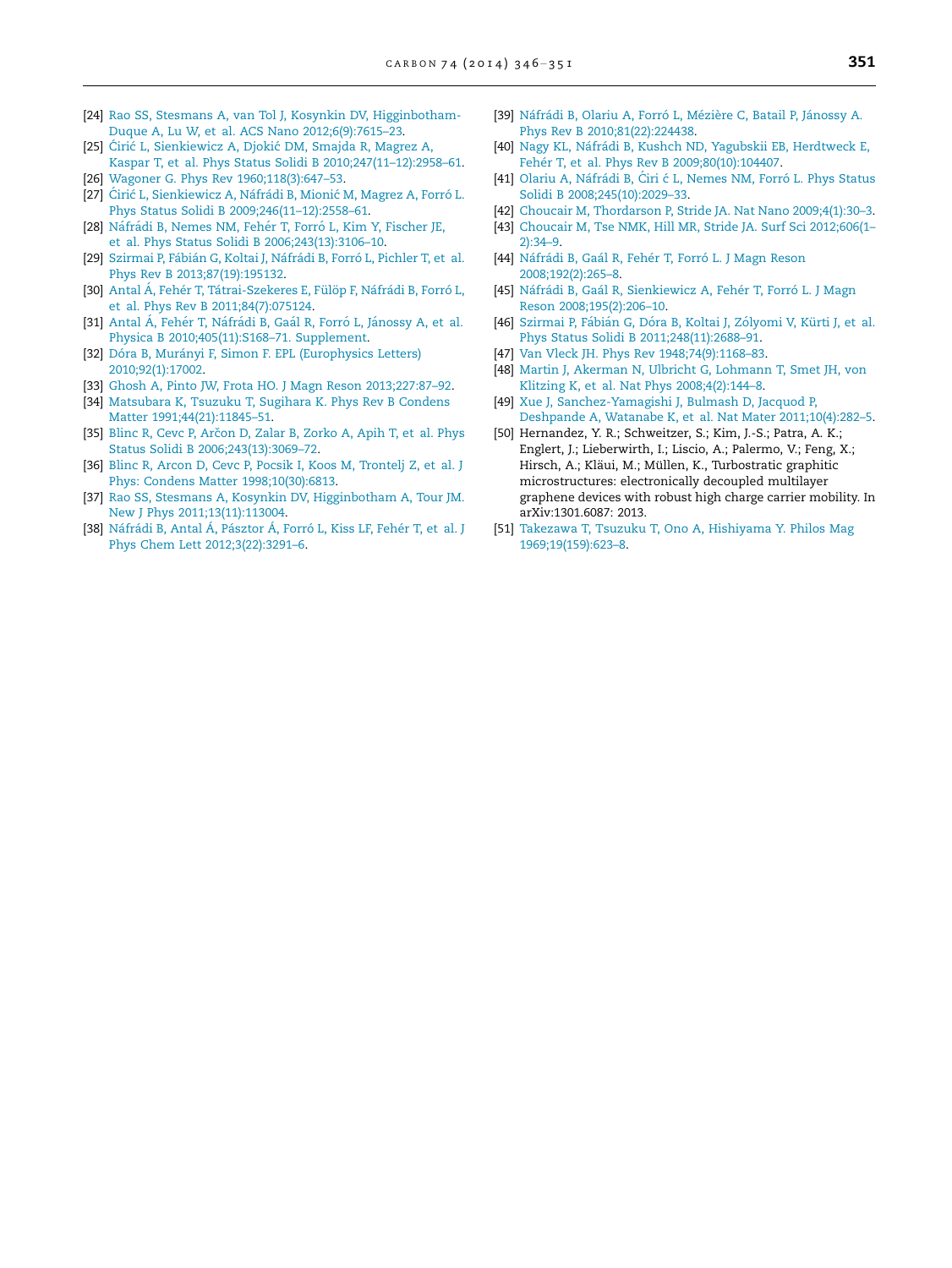[24] Rao SS, Stesmans A, van Tol J, Kosynkin DV, Higginbotham-Duque A, Lu W, et al. ACS Nano 2012;6(9):7615–23.

[25] Ćirić L, Sienkiewicz A, Djokić DM, Smajda R, Magrez A, Kaspar T, et al. Phys Status Solidi B 2010;247(11–12):2958–61.

[26] Wagoner G. Phys Rev 1960;118(3):647–53.

[27] Ćirić L, Sienkiewicz A, Náfrádi B, Mionić M, Magrez A, Forró L. Phys Status Solidi B 2009;246(11–12):2558–61.

[28] Náfrádi B, Nemes NM, Fehér T, Forró L, Kim Y, Fischer JE, et al. Phys Status Solidi B 2006;243(13):3106–10.

[29] Szirmai P, Fábián G, Koltai J, Náfrádi B, Forró L, Pichler T, et al. Phys Rev B 2013;87(19):195132.

[30] Antal Á, Fehér T, Tátrai-Szekeres E, Fülöp F, Náfrádi B, Forró L, et al. Phys Rev B 2011;84(7):075124.

[31] Antal Á, Fehér T, Náfrádi B, Gaál R, Forró L, Jánossy A, et al. Physica B 2010;405(11):S168–71. Supplement.

[32] Dóra B, Murányi F, Simon F. EPL (Europhysics Letters) 2010;92(1):17002.

[33] Ghosh A, Pinto JW, Frota HO. J Magn Reson 2013;227:87–92.

[34] Matsubara K, Tsuzuku T, Sugihara K. Phys Rev B Condens Matter 1991;44(21):11845–51.

[35] Blinc R, Cevc P, Arčon D, Zalar B, Zorko A, Apih T, et al. Phys Status Solidi B 2006;243(13):3069–72.

[36] Blinc R, Arcon D, Cevc P, Pocsik I, Koos M, Trontelj Z, et al. J Phys: Condens Matter 1998;10(30):6813.

[37] Rao SS, Stesmans A, Kosynkin DV, Higginbotham A, Tour JM. New J Phys 2011;13(11):113004.

[38] Náfrádi B, Antal Á, Pásztor Á, Forró L, Kiss LF, Fehér T, et al. J Phys Chem Lett 2012;3(22):3291–6.

[39] Náfrádi B, Olariu A, Forró L, Mézière C, Batail P, Jánossy A. Phys Rev B 2010;81(22):224438.

[40] Nagy KL, Náfrádi B, Kushch ND, Yagubskii EB, Herdtweck E, Fehér T, et al. Phys Rev B 2009;80(10):104407.

[41] Olariu A, Náfrádi B, Ćiri ć L, Nemes NM, Forró L. Phys Status Solidi B 2008;245(10):2029–33.

[42] Choucair M, Thordarson P, Stride JA. Nat Nano 2009;4(1):30–3.

[43] Choucair M, Tse NMK, Hill MR, Stride JA. Surf Sci 2012;606(1–2):34–9.

[44] Náfrádi B, Gaál R, Fehér T, Forró L. J Magn Reson 2008;192(2):265–8.

[45] Náfrádi B, Gaál R, Sienkiewicz A, Fehér T, Forró L. J Magn Reson 2008;195(2):206–10.

[46] Szirmai P, Fábián G, Dóra B, Koltai J, Zólyomi V, Kürti J, et al. Phys Status Solidi B 2011;248(11):2688–91.

[47] Van Vleck JH. Phys Rev 1948;74(9):1168–83.

[48] Martin J, Akerman N, Ulbricht G, Lohmann T, Smet JH, von Klitzing K, et al. Nat Phys 2008;4(2):144–8.

[49] Xue J, Sanchez-Yamagishi J, Bulmash D, Jacquod P, Deshpande A, Watanabe K, et al. Nat Mater 2011;10(4):282–5.

[50] Hernandez, Y. R.; Schweitzer, S.; Kim, J.-S.; Patra, A. K.; Englert, J.; Lieberwirth, I.; Liscio, A.; Palermo, V.; Feng, X.; Hirsch, A.; Kläui, M.; Müllen, K., Turbostratic graphitic microstructures: electronically decoupled multilayer graphene devices with robust high charge carrier mobility. In arXiv:1301.6087: 2013.

[51] Takezawa T, Tsuzuku T, Ono A, Hishiyama Y. Philos Mag 1969;19(159):623–8.